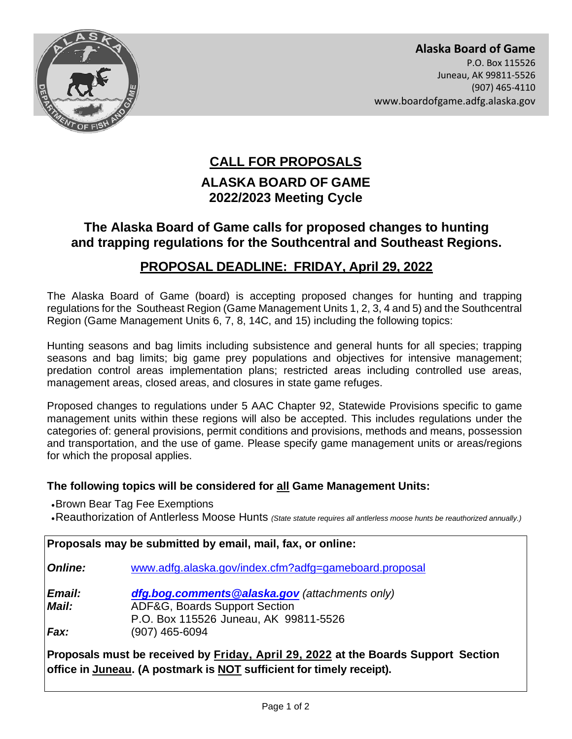**Alaska Board of Game**
P.O. Box 115526
Juneau, AK 99811-5526
(907) 465-4110
www.boardofgame.adfg.alaska.gov

# CALL FOR PROPOSALS

## ALASKA BOARD OF GAME
## 2022/2023 Meeting Cycle

## The Alaska Board of Game calls for proposed changes to hunting and trapping regulations for the Southcentral and Southeast Regions.

## PROPOSAL DEADLINE: FRIDAY, April 29, 2022

The Alaska Board of Game (board) is accepting proposed changes for hunting and trapping regulations for the Southeast Region (Game Management Units 1, 2, 3, 4 and 5) and the Southcentral Region (Game Management Units 6, 7, 8, 14C, and 15) including the following topics:

Hunting seasons and bag limits including subsistence and general hunts for all species; trapping seasons and bag limits; big game prey populations and objectives for intensive management; predation control areas implementation plans; restricted areas including controlled use areas, management areas, closed areas, and closures in state game refuges.

Proposed changes to regulations under 5 AAC Chapter 92, Statewide Provisions specific to game management units within these regions will also be accepted. This includes regulations under the categories of: general provisions, permit conditions and provisions, methods and means, possession and transportation, and the use of game. Please specify game management units or areas/regions for which the proposal applies.

**The following topics will be considered for all Game Management Units:**

- Brown Bear Tag Fee Exemptions
- Reauthorization of Antlerless Moose Hunts *(State statute requires all antlerless moose hunts be reauthorized annually.)*

**Proposals may be submitted by email, mail, fax, or online:**

***Online:*** www.adfg.alaska.gov/index.cfm?adfg=gameboard.proposal

***Email:*** ***dfg.bog.comments@alaska.gov*** *(attachments only)*

***Mail:*** ADF&G, Boards Support Section
P.O. Box 115526 Juneau, AK 99811-5526

***Fax:*** (907) 465-6094

**Proposals must be received by Friday, April 29, 2022 at the Boards Support Section office in Juneau. (A postmark is NOT sufficient for timely receipt).**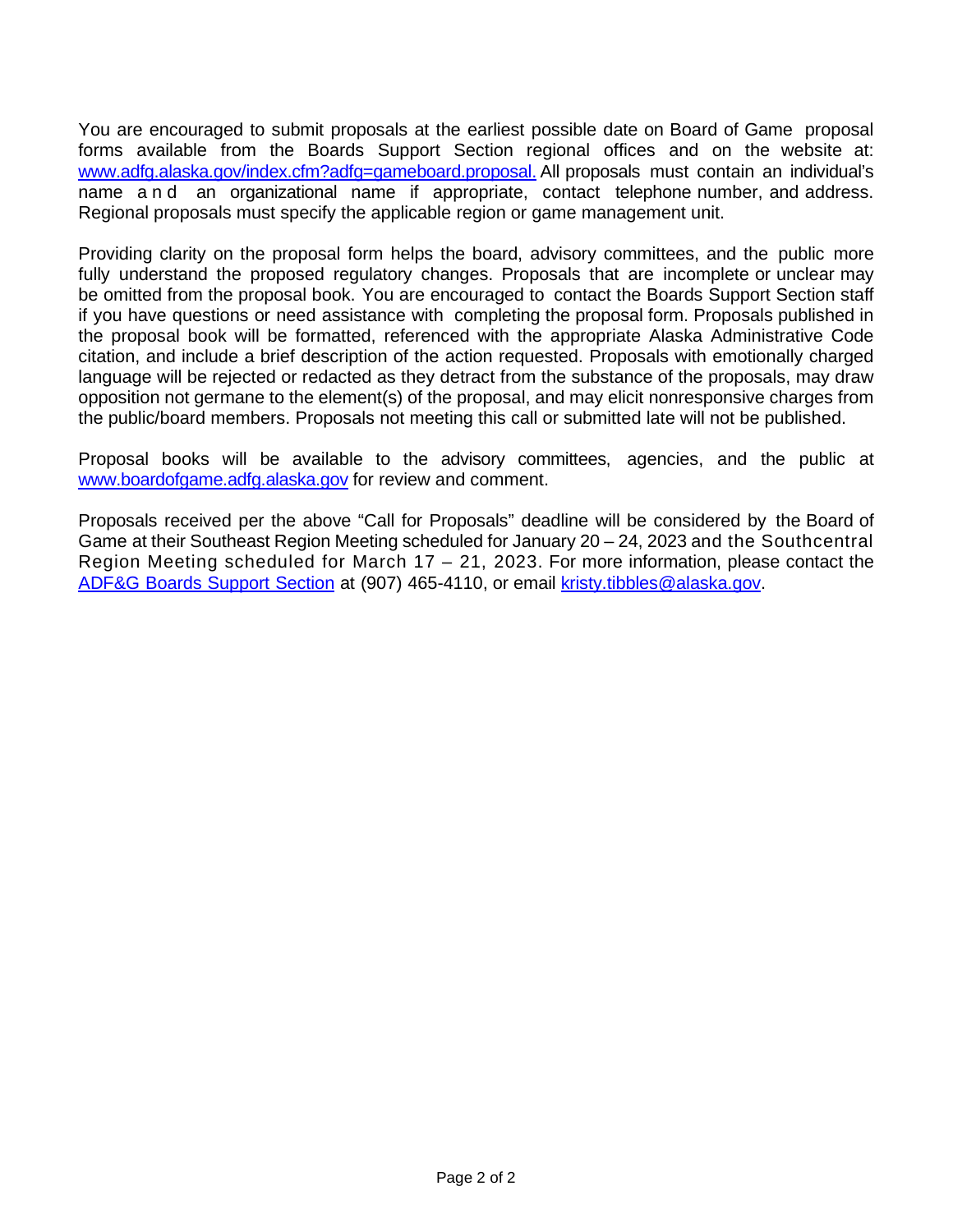You are encouraged to submit proposals at the earliest possible date on Board of Game proposal forms available from the Boards Support Section regional offices and on the website at: www.adfg.alaska.gov/index.cfm?adfg=gameboard.proposal. All proposals must contain an individual's name and an organizational name if appropriate, contact telephone number, and address. Regional proposals must specify the applicable region or game management unit.

Providing clarity on the proposal form helps the board, advisory committees, and the public more fully understand the proposed regulatory changes. Proposals that are incomplete or unclear may be omitted from the proposal book. You are encouraged to contact the Boards Support Section staff if you have questions or need assistance with completing the proposal form. Proposals published in the proposal book will be formatted, referenced with the appropriate Alaska Administrative Code citation, and include a brief description of the action requested. Proposals with emotionally charged language will be rejected or redacted as they detract from the substance of the proposals, may draw opposition not germane to the element(s) of the proposal, and may elicit nonresponsive charges from the public/board members. Proposals not meeting this call or submitted late will not be published.

Proposal books will be available to the advisory committees, agencies, and the public at www.boardofgame.adfg.alaska.gov for review and comment.

Proposals received per the above "Call for Proposals" deadline will be considered by the Board of Game at their Southeast Region Meeting scheduled for January 20 – 24, 2023 and the Southcentral Region Meeting scheduled for March 17 – 21, 2023. For more information, please contact the ADF&G Boards Support Section at (907) 465-4110, or email kristy.tibbles@alaska.gov.